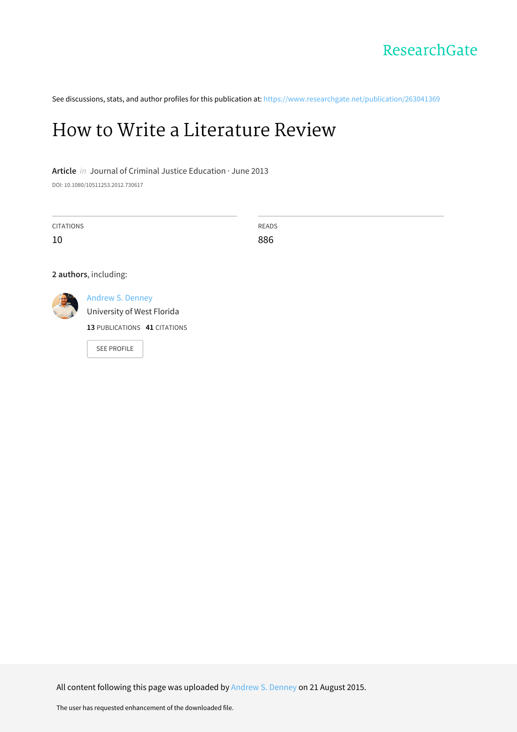ResearchGate

See discussions, stats, and author profiles for this publication at: https://www.researchgate.net/publication/263041369

# How to Write a Literature Review

**Article** *in* Journal of Criminal Justice Education · June 2013

DOI: 10.1080/10511253.2012.730617

| CITATIONS | READS |
|---|---|
| 10 | 886 |

**2 authors**, including:

Andrew S. Denney
University of West Florida
**13** PUBLICATIONS **41** CITATIONS

SEE PROFILE

All content following this page was uploaded by Andrew S. Denney on 21 August 2015.

The user has requested enhancement of the downloaded file.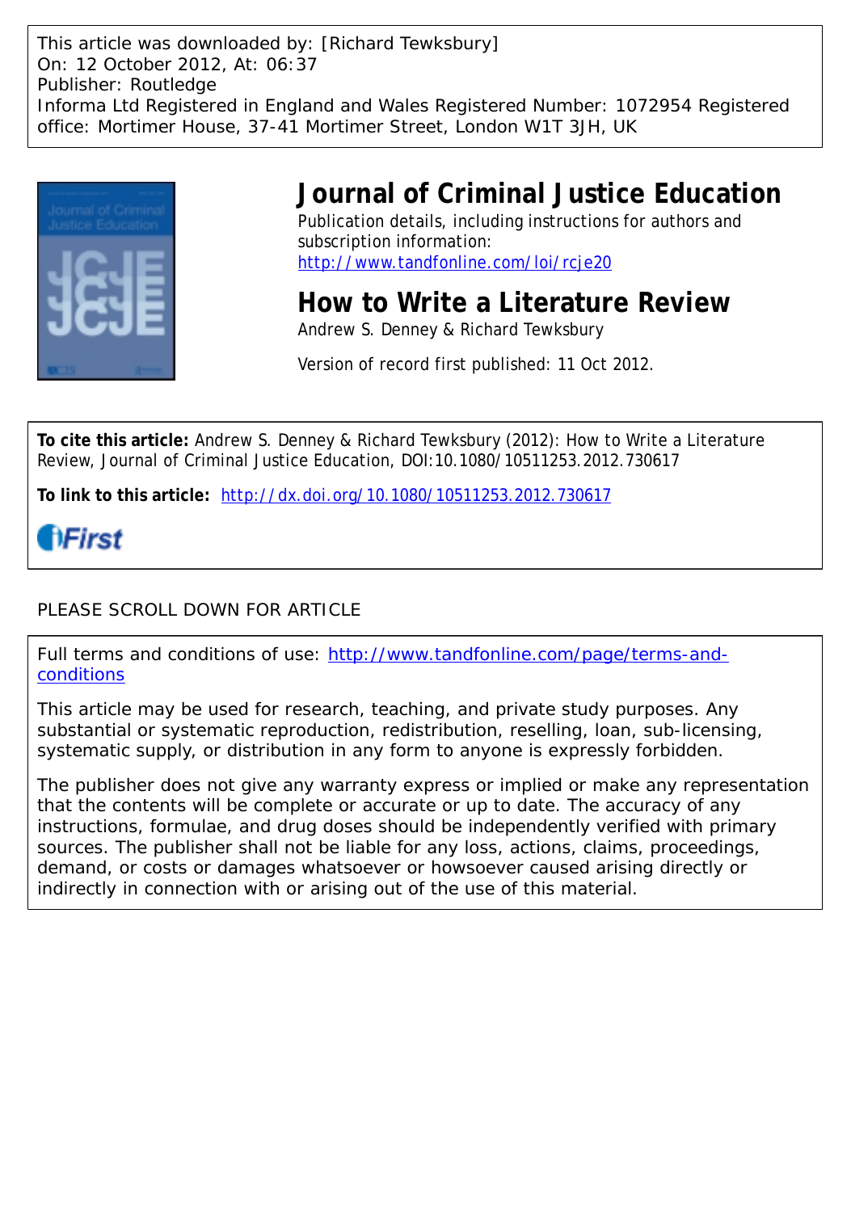This article was downloaded by: [Richard Tewksbury]
On: 12 October 2012, At: 06:37
Publisher: Routledge
Informa Ltd Registered in England and Wales Registered Number: 1072954 Registered office: Mortimer House, 37-41 Mortimer Street, London W1T 3JH, UK

# Journal of Criminal Justice Education

Publication details, including instructions for authors and subscription information:
http://www.tandfonline.com/loi/rcje20

## How to Write a Literature Review

Andrew S. Denney & Richard Tewksbury

Version of record first published: 11 Oct 2012.

**To cite this article:** Andrew S. Denney & Richard Tewksbury (2012): How to Write a Literature Review, Journal of Criminal Justice Education, DOI:10.1080/10511253.2012.730617

**To link to this article:** http://dx.doi.org/10.1080/10511253.2012.730617

iFirst

PLEASE SCROLL DOWN FOR ARTICLE

Full terms and conditions of use: http://www.tandfonline.com/page/terms-and-conditions

This article may be used for research, teaching, and private study purposes. Any substantial or systematic reproduction, redistribution, reselling, loan, sub-licensing, systematic supply, or distribution in any form to anyone is expressly forbidden.

The publisher does not give any warranty express or implied or make any representation that the contents will be complete or accurate or up to date. The accuracy of any instructions, formulae, and drug doses should be independently verified with primary sources. The publisher shall not be liable for any loss, actions, claims, proceedings, demand, or costs or damages whatsoever or howsoever caused arising directly or indirectly in connection with or arising out of the use of this material.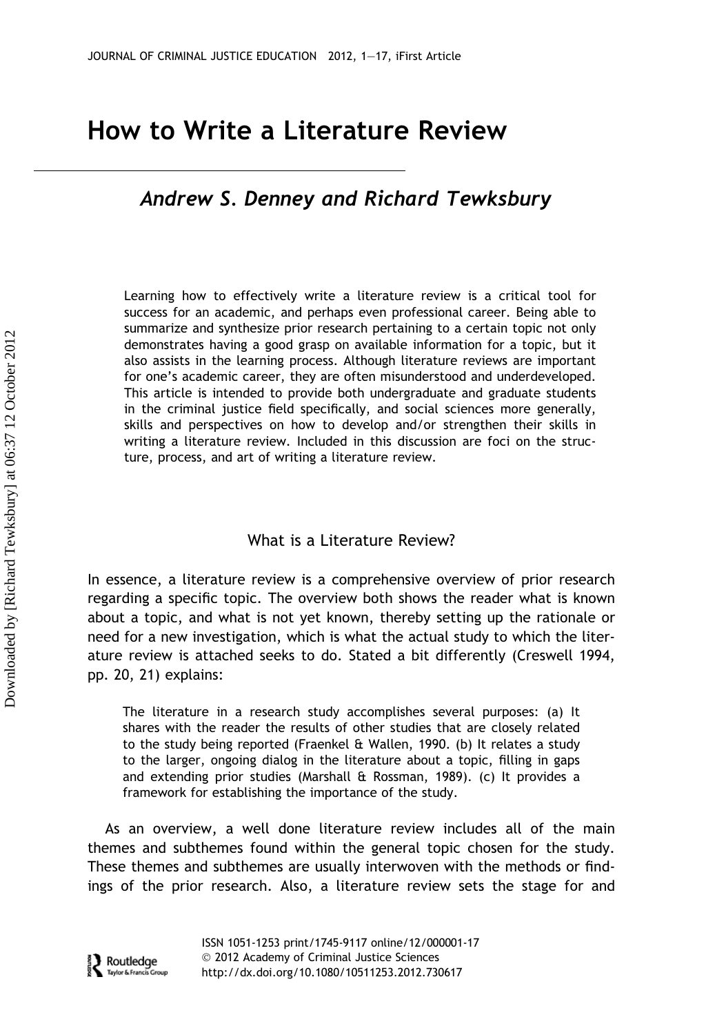# How to Write a Literature Review

## *Andrew S. Denney and Richard Tewksbury*

Learning how to effectively write a literature review is a critical tool for success for an academic, and perhaps even professional career. Being able to summarize and synthesize prior research pertaining to a certain topic not only demonstrates having a good grasp on available information for a topic, but it also assists in the learning process. Although literature reviews are important for one's academic career, they are often misunderstood and underdeveloped. This article is intended to provide both undergraduate and graduate students in the criminal justice field specifically, and social sciences more generally, skills and perspectives on how to develop and/or strengthen their skills in writing a literature review. Included in this discussion are foci on the structure, process, and art of writing a literature review.

## What is a Literature Review?

In essence, a literature review is a comprehensive overview of prior research regarding a specific topic. The overview both shows the reader what is known about a topic, and what is not yet known, thereby setting up the rationale or need for a new investigation, which is what the actual study to which the literature review is attached seeks to do. Stated a bit differently (Creswell 1994, pp. 20, 21) explains:

> The literature in a research study accomplishes several purposes: (a) It shares with the reader the results of other studies that are closely related to the study being reported (Fraenkel & Wallen, 1990. (b) It relates a study to the larger, ongoing dialog in the literature about a topic, filling in gaps and extending prior studies (Marshall & Rossman, 1989). (c) It provides a framework for establishing the importance of the study.

As an overview, a well done literature review includes all of the main themes and subthemes found within the general topic chosen for the study. These themes and subthemes are usually interwoven with the methods or findings of the prior research. Also, a literature review sets the stage for and

ISSN 1051-1253 print/1745-9117 online/12/000001-17
© 2012 Academy of Criminal Justice Sciences
http://dx.doi.org/10.1080/10511253.2012.730617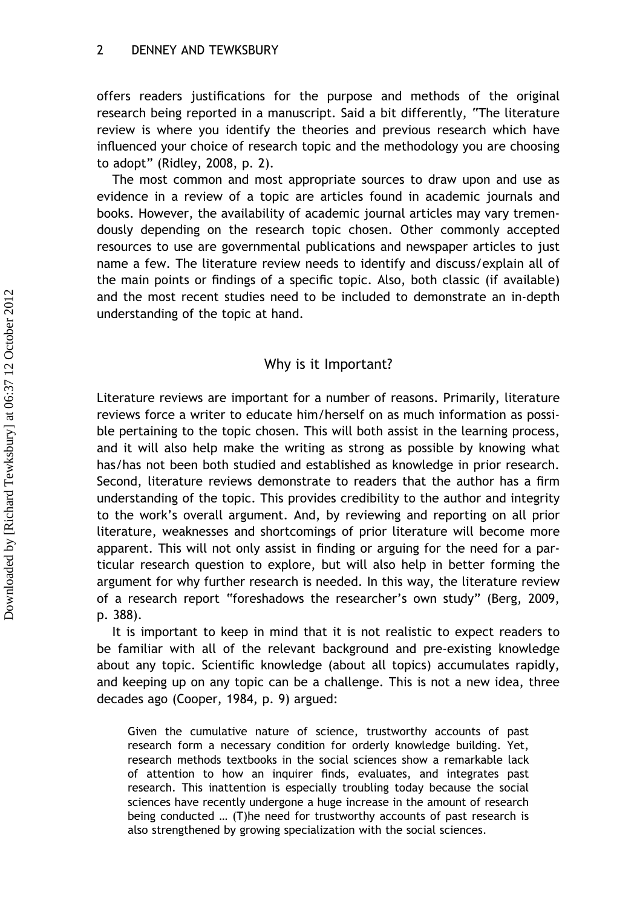offers readers justifications for the purpose and methods of the original research being reported in a manuscript. Said a bit differently, "The literature review is where you identify the theories and previous research which have influenced your choice of research topic and the methodology you are choosing to adopt" (Ridley, 2008, p. 2).

The most common and most appropriate sources to draw upon and use as evidence in a review of a topic are articles found in academic journals and books. However, the availability of academic journal articles may vary tremendously depending on the research topic chosen. Other commonly accepted resources to use are governmental publications and newspaper articles to just name a few. The literature review needs to identify and discuss/explain all of the main points or findings of a specific topic. Also, both classic (if available) and the most recent studies need to be included to demonstrate an in-depth understanding of the topic at hand.

## Why is it Important?

Literature reviews are important for a number of reasons. Primarily, literature reviews force a writer to educate him/herself on as much information as possible pertaining to the topic chosen. This will both assist in the learning process, and it will also help make the writing as strong as possible by knowing what has/has not been both studied and established as knowledge in prior research. Second, literature reviews demonstrate to readers that the author has a firm understanding of the topic. This provides credibility to the author and integrity to the work's overall argument. And, by reviewing and reporting on all prior literature, weaknesses and shortcomings of prior literature will become more apparent. This will not only assist in finding or arguing for the need for a particular research question to explore, but will also help in better forming the argument for why further research is needed. In this way, the literature review of a research report "foreshadows the researcher's own study" (Berg, 2009, p. 388).

It is important to keep in mind that it is not realistic to expect readers to be familiar with all of the relevant background and pre-existing knowledge about any topic. Scientific knowledge (about all topics) accumulates rapidly, and keeping up on any topic can be a challenge. This is not a new idea, three decades ago (Cooper, 1984, p. 9) argued:

> Given the cumulative nature of science, trustworthy accounts of past research form a necessary condition for orderly knowledge building. Yet, research methods textbooks in the social sciences show a remarkable lack of attention to how an inquirer finds, evaluates, and integrates past research. This inattention is especially troubling today because the social sciences have recently undergone a huge increase in the amount of research being conducted … (T)he need for trustworthy accounts of past research is also strengthened by growing specialization with the social sciences.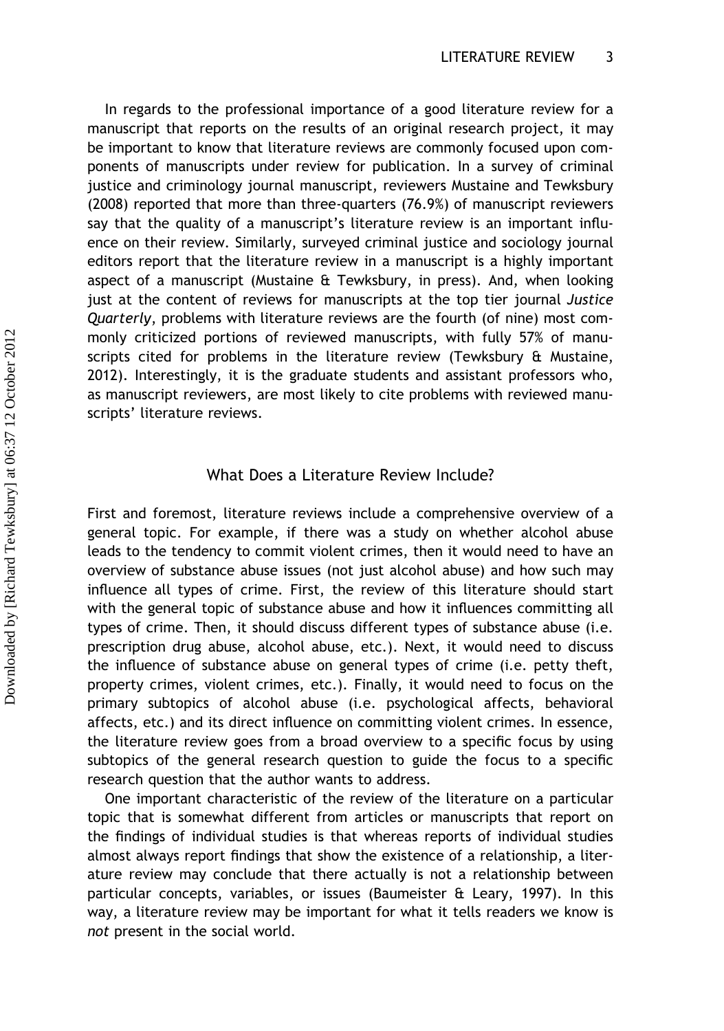In regards to the professional importance of a good literature review for a manuscript that reports on the results of an original research project, it may be important to know that literature reviews are commonly focused upon components of manuscripts under review for publication. In a survey of criminal justice and criminology journal manuscript, reviewers Mustaine and Tewksbury (2008) reported that more than three-quarters (76.9%) of manuscript reviewers say that the quality of a manuscript's literature review is an important influence on their review. Similarly, surveyed criminal justice and sociology journal editors report that the literature review in a manuscript is a highly important aspect of a manuscript (Mustaine & Tewksbury, in press). And, when looking just at the content of reviews for manuscripts at the top tier journal *Justice Quarterly*, problems with literature reviews are the fourth (of nine) most commonly criticized portions of reviewed manuscripts, with fully 57% of manuscripts cited for problems in the literature review (Tewksbury & Mustaine, 2012). Interestingly, it is the graduate students and assistant professors who, as manuscript reviewers, are most likely to cite problems with reviewed manuscripts' literature reviews.

## What Does a Literature Review Include?

First and foremost, literature reviews include a comprehensive overview of a general topic. For example, if there was a study on whether alcohol abuse leads to the tendency to commit violent crimes, then it would need to have an overview of substance abuse issues (not just alcohol abuse) and how such may influence all types of crime. First, the review of this literature should start with the general topic of substance abuse and how it influences committing all types of crime. Then, it should discuss different types of substance abuse (i.e. prescription drug abuse, alcohol abuse, etc.). Next, it would need to discuss the influence of substance abuse on general types of crime (i.e. petty theft, property crimes, violent crimes, etc.). Finally, it would need to focus on the primary subtopics of alcohol abuse (i.e. psychological affects, behavioral affects, etc.) and its direct influence on committing violent crimes. In essence, the literature review goes from a broad overview to a specific focus by using subtopics of the general research question to guide the focus to a specific research question that the author wants to address.

One important characteristic of the review of the literature on a particular topic that is somewhat different from articles or manuscripts that report on the findings of individual studies is that whereas reports of individual studies almost always report findings that show the existence of a relationship, a literature review may conclude that there actually is not a relationship between particular concepts, variables, or issues (Baumeister & Leary, 1997). In this way, a literature review may be important for what it tells readers we know is *not* present in the social world.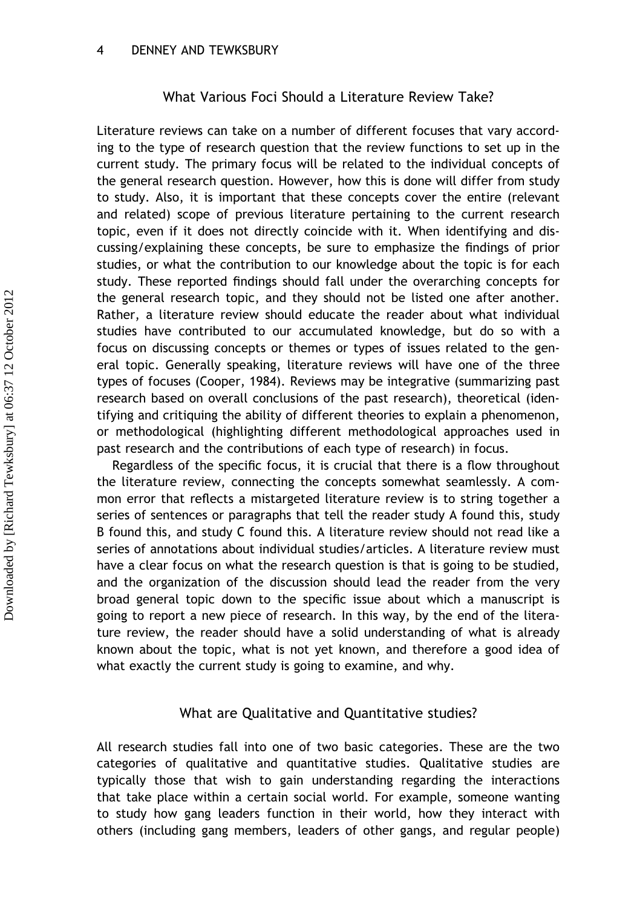## What Various Foci Should a Literature Review Take?

Literature reviews can take on a number of different focuses that vary according to the type of research question that the review functions to set up in the current study. The primary focus will be related to the individual concepts of the general research question. However, how this is done will differ from study to study. Also, it is important that these concepts cover the entire (relevant and related) scope of previous literature pertaining to the current research topic, even if it does not directly coincide with it. When identifying and discussing/explaining these concepts, be sure to emphasize the findings of prior studies, or what the contribution to our knowledge about the topic is for each study. These reported findings should fall under the overarching concepts for the general research topic, and they should not be listed one after another. Rather, a literature review should educate the reader about what individual studies have contributed to our accumulated knowledge, but do so with a focus on discussing concepts or themes or types of issues related to the general topic. Generally speaking, literature reviews will have one of the three types of focuses (Cooper, 1984). Reviews may be integrative (summarizing past research based on overall conclusions of the past research), theoretical (identifying and critiquing the ability of different theories to explain a phenomenon, or methodological (highlighting different methodological approaches used in past research and the contributions of each type of research) in focus.

Regardless of the specific focus, it is crucial that there is a flow throughout the literature review, connecting the concepts somewhat seamlessly. A common error that reflects a mistargeted literature review is to string together a series of sentences or paragraphs that tell the reader study A found this, study B found this, and study C found this. A literature review should not read like a series of annotations about individual studies/articles. A literature review must have a clear focus on what the research question is that is going to be studied, and the organization of the discussion should lead the reader from the very broad general topic down to the specific issue about which a manuscript is going to report a new piece of research. In this way, by the end of the literature review, the reader should have a solid understanding of what is already known about the topic, what is not yet known, and therefore a good idea of what exactly the current study is going to examine, and why.

## What are Qualitative and Quantitative studies?

All research studies fall into one of two basic categories. These are the two categories of qualitative and quantitative studies. Qualitative studies are typically those that wish to gain understanding regarding the interactions that take place within a certain social world. For example, someone wanting to study how gang leaders function in their world, how they interact with others (including gang members, leaders of other gangs, and regular people)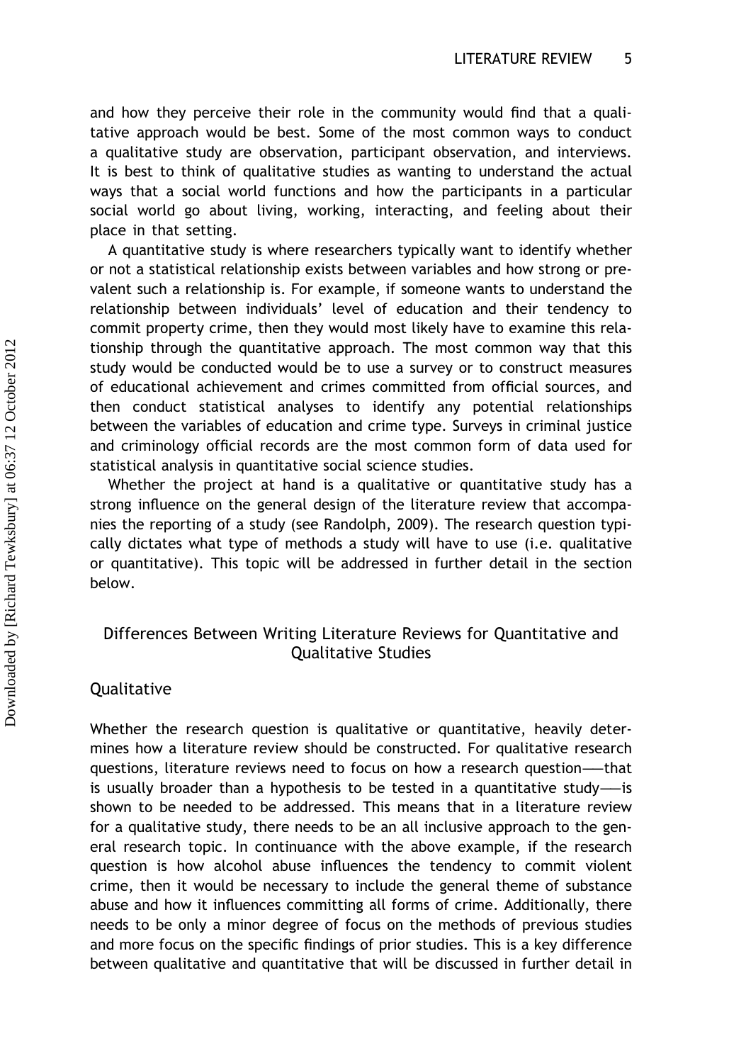and how they perceive their role in the community would find that a qualitative approach would be best. Some of the most common ways to conduct a qualitative study are observation, participant observation, and interviews. It is best to think of qualitative studies as wanting to understand the actual ways that a social world functions and how the participants in a particular social world go about living, working, interacting, and feeling about their place in that setting.

A quantitative study is where researchers typically want to identify whether or not a statistical relationship exists between variables and how strong or prevalent such a relationship is. For example, if someone wants to understand the relationship between individuals' level of education and their tendency to commit property crime, then they would most likely have to examine this relationship through the quantitative approach. The most common way that this study would be conducted would be to use a survey or to construct measures of educational achievement and crimes committed from official sources, and then conduct statistical analyses to identify any potential relationships between the variables of education and crime type. Surveys in criminal justice and criminology official records are the most common form of data used for statistical analysis in quantitative social science studies.

Whether the project at hand is a qualitative or quantitative study has a strong influence on the general design of the literature review that accompanies the reporting of a study (see Randolph, 2009). The research question typically dictates what type of methods a study will have to use (i.e. qualitative or quantitative). This topic will be addressed in further detail in the section below.

## Differences Between Writing Literature Reviews for Quantitative and Qualitative Studies

### Qualitative

Whether the research question is qualitative or quantitative, heavily determines how a literature review should be constructed. For qualitative research questions, literature reviews need to focus on how a research question——that is usually broader than a hypothesis to be tested in a quantitative study——is shown to be needed to be addressed. This means that in a literature review for a qualitative study, there needs to be an all inclusive approach to the general research topic. In continuance with the above example, if the research question is how alcohol abuse influences the tendency to commit violent crime, then it would be necessary to include the general theme of substance abuse and how it influences committing all forms of crime. Additionally, there needs to be only a minor degree of focus on the methods of previous studies and more focus on the specific findings of prior studies. This is a key difference between qualitative and quantitative that will be discussed in further detail in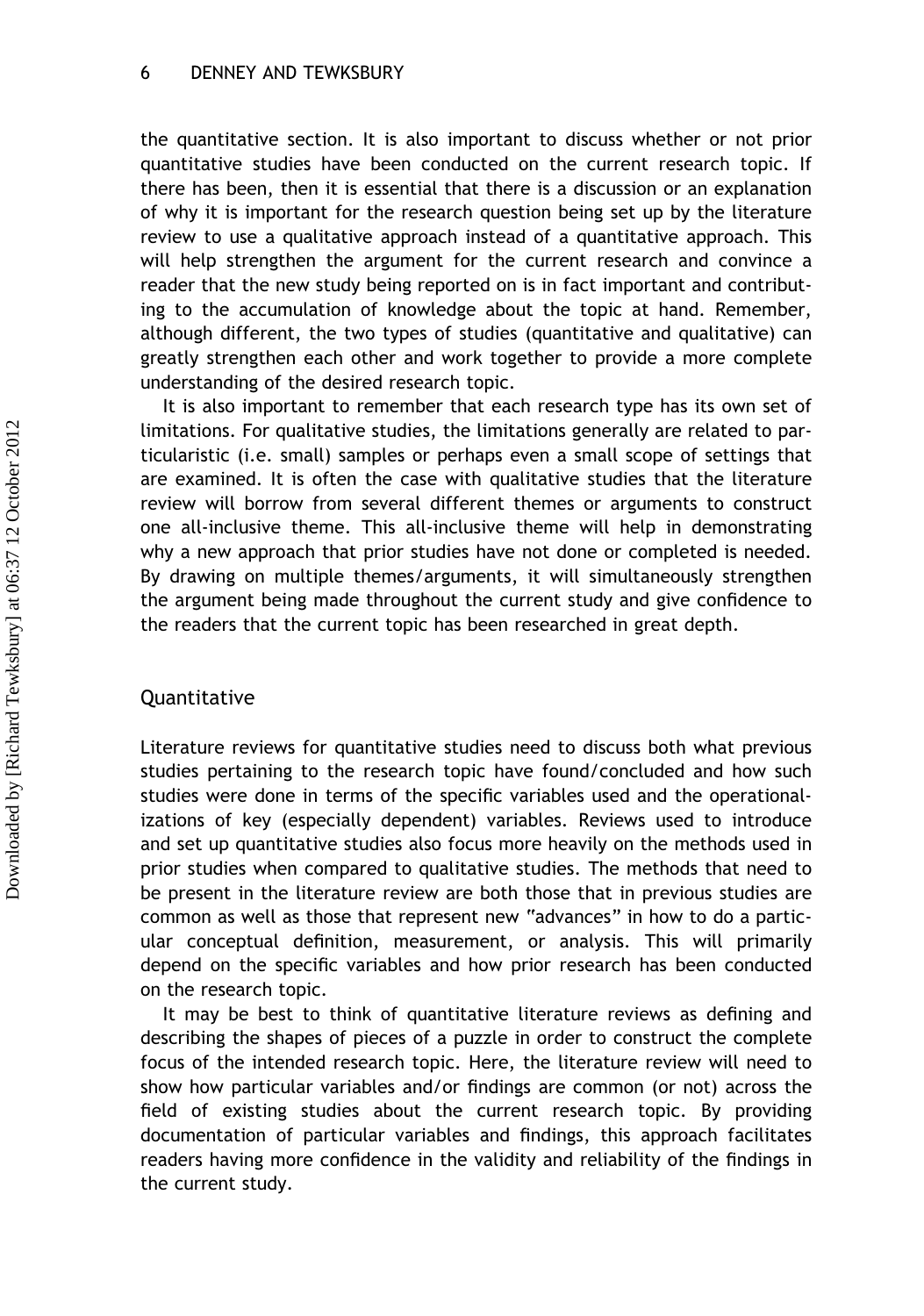the quantitative section. It is also important to discuss whether or not prior quantitative studies have been conducted on the current research topic. If there has been, then it is essential that there is a discussion or an explanation of why it is important for the research question being set up by the literature review to use a qualitative approach instead of a quantitative approach. This will help strengthen the argument for the current research and convince a reader that the new study being reported on is in fact important and contributing to the accumulation of knowledge about the topic at hand. Remember, although different, the two types of studies (quantitative and qualitative) can greatly strengthen each other and work together to provide a more complete understanding of the desired research topic.

It is also important to remember that each research type has its own set of limitations. For qualitative studies, the limitations generally are related to particularistic (i.e. small) samples or perhaps even a small scope of settings that are examined. It is often the case with qualitative studies that the literature review will borrow from several different themes or arguments to construct one all-inclusive theme. This all-inclusive theme will help in demonstrating why a new approach that prior studies have not done or completed is needed. By drawing on multiple themes/arguments, it will simultaneously strengthen the argument being made throughout the current study and give confidence to the readers that the current topic has been researched in great depth.

## Quantitative

Literature reviews for quantitative studies need to discuss both what previous studies pertaining to the research topic have found/concluded and how such studies were done in terms of the specific variables used and the operationalizations of key (especially dependent) variables. Reviews used to introduce and set up quantitative studies also focus more heavily on the methods used in prior studies when compared to qualitative studies. The methods that need to be present in the literature review are both those that in previous studies are common as well as those that represent new "advances" in how to do a particular conceptual definition, measurement, or analysis. This will primarily depend on the specific variables and how prior research has been conducted on the research topic.

It may be best to think of quantitative literature reviews as defining and describing the shapes of pieces of a puzzle in order to construct the complete focus of the intended research topic. Here, the literature review will need to show how particular variables and/or findings are common (or not) across the field of existing studies about the current research topic. By providing documentation of particular variables and findings, this approach facilitates readers having more confidence in the validity and reliability of the findings in the current study.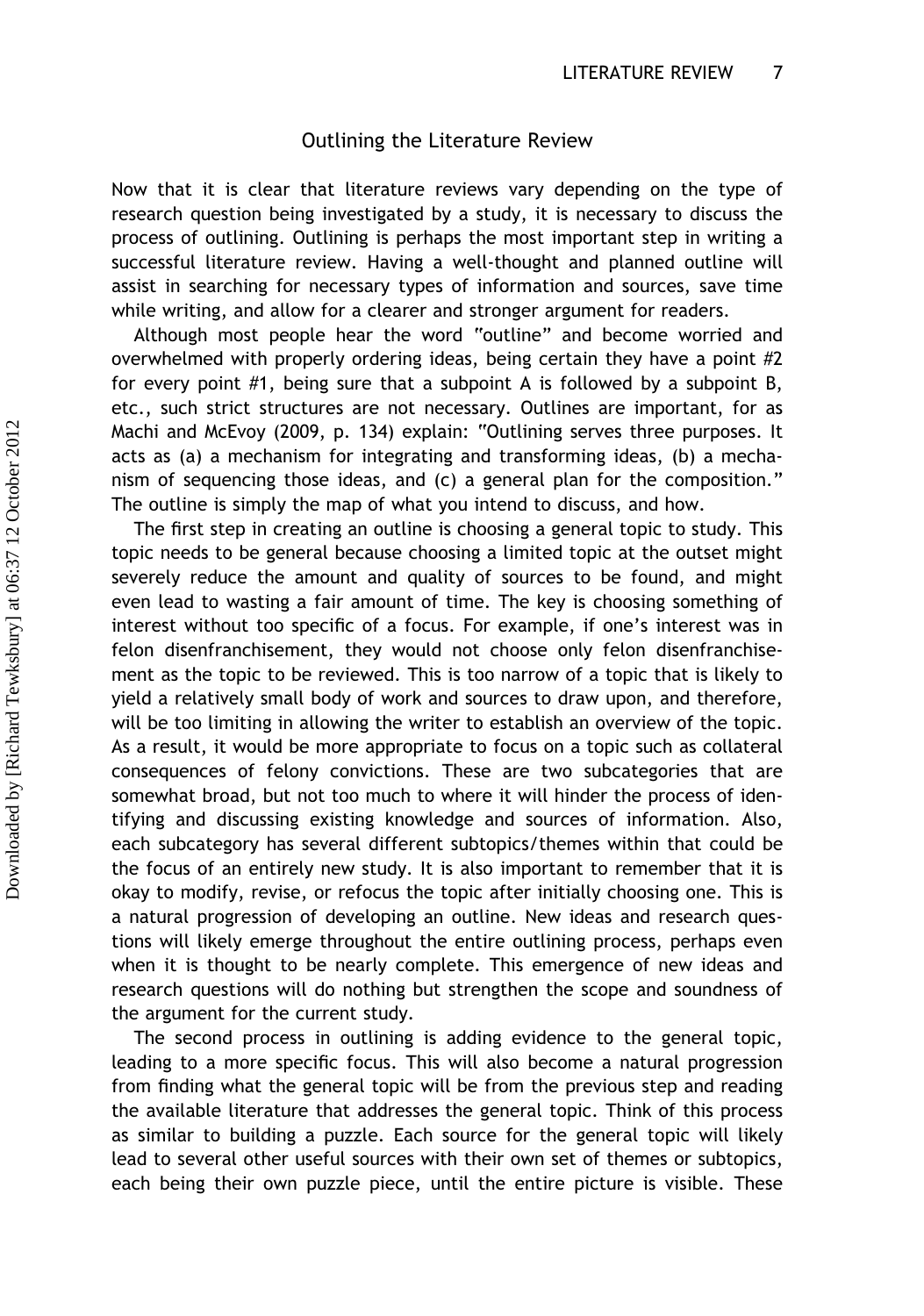## Outlining the Literature Review

Now that it is clear that literature reviews vary depending on the type of research question being investigated by a study, it is necessary to discuss the process of outlining. Outlining is perhaps the most important step in writing a successful literature review. Having a well-thought and planned outline will assist in searching for necessary types of information and sources, save time while writing, and allow for a clearer and stronger argument for readers.

Although most people hear the word "outline" and become worried and overwhelmed with properly ordering ideas, being certain they have a point #2 for every point #1, being sure that a subpoint A is followed by a subpoint B, etc., such strict structures are not necessary. Outlines are important, for as Machi and McEvoy (2009, p. 134) explain: "Outlining serves three purposes. It acts as (a) a mechanism for integrating and transforming ideas, (b) a mechanism of sequencing those ideas, and (c) a general plan for the composition." The outline is simply the map of what you intend to discuss, and how.

The first step in creating an outline is choosing a general topic to study. This topic needs to be general because choosing a limited topic at the outset might severely reduce the amount and quality of sources to be found, and might even lead to wasting a fair amount of time. The key is choosing something of interest without too specific of a focus. For example, if one's interest was in felon disenfranchisement, they would not choose only felon disenfranchisement as the topic to be reviewed. This is too narrow of a topic that is likely to yield a relatively small body of work and sources to draw upon, and therefore, will be too limiting in allowing the writer to establish an overview of the topic. As a result, it would be more appropriate to focus on a topic such as collateral consequences of felony convictions. These are two subcategories that are somewhat broad, but not too much to where it will hinder the process of identifying and discussing existing knowledge and sources of information. Also, each subcategory has several different subtopics/themes within that could be the focus of an entirely new study. It is also important to remember that it is okay to modify, revise, or refocus the topic after initially choosing one. This is a natural progression of developing an outline. New ideas and research questions will likely emerge throughout the entire outlining process, perhaps even when it is thought to be nearly complete. This emergence of new ideas and research questions will do nothing but strengthen the scope and soundness of the argument for the current study.

The second process in outlining is adding evidence to the general topic, leading to a more specific focus. This will also become a natural progression from finding what the general topic will be from the previous step and reading the available literature that addresses the general topic. Think of this process as similar to building a puzzle. Each source for the general topic will likely lead to several other useful sources with their own set of themes or subtopics, each being their own puzzle piece, until the entire picture is visible. These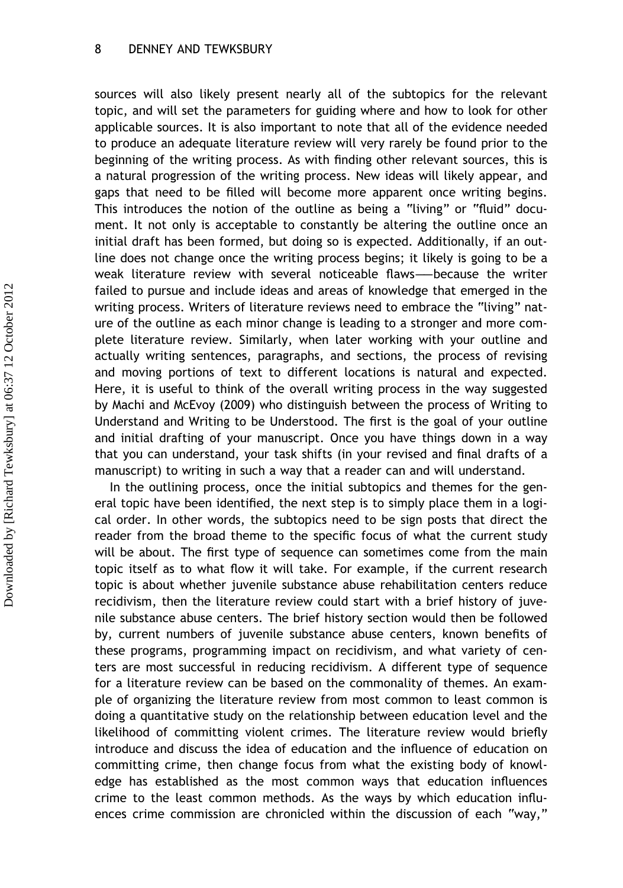sources will also likely present nearly all of the subtopics for the relevant topic, and will set the parameters for guiding where and how to look for other applicable sources. It is also important to note that all of the evidence needed to produce an adequate literature review will very rarely be found prior to the beginning of the writing process. As with finding other relevant sources, this is a natural progression of the writing process. New ideas will likely appear, and gaps that need to be filled will become more apparent once writing begins. This introduces the notion of the outline as being a "living" or "fluid" document. It not only is acceptable to constantly be altering the outline once an initial draft has been formed, but doing so is expected. Additionally, if an outline does not change once the writing process begins; it likely is going to be a weak literature review with several noticeable flaws——because the writer failed to pursue and include ideas and areas of knowledge that emerged in the writing process. Writers of literature reviews need to embrace the "living" nature of the outline as each minor change is leading to a stronger and more complete literature review. Similarly, when later working with your outline and actually writing sentences, paragraphs, and sections, the process of revising and moving portions of text to different locations is natural and expected. Here, it is useful to think of the overall writing process in the way suggested by Machi and McEvoy (2009) who distinguish between the process of Writing to Understand and Writing to be Understood. The first is the goal of your outline and initial drafting of your manuscript. Once you have things down in a way that you can understand, your task shifts (in your revised and final drafts of a manuscript) to writing in such a way that a reader can and will understand.

In the outlining process, once the initial subtopics and themes for the general topic have been identified, the next step is to simply place them in a logical order. In other words, the subtopics need to be sign posts that direct the reader from the broad theme to the specific focus of what the current study will be about. The first type of sequence can sometimes come from the main topic itself as to what flow it will take. For example, if the current research topic is about whether juvenile substance abuse rehabilitation centers reduce recidivism, then the literature review could start with a brief history of juvenile substance abuse centers. The brief history section would then be followed by, current numbers of juvenile substance abuse centers, known benefits of these programs, programming impact on recidivism, and what variety of centers are most successful in reducing recidivism. A different type of sequence for a literature review can be based on the commonality of themes. An example of organizing the literature review from most common to least common is doing a quantitative study on the relationship between education level and the likelihood of committing violent crimes. The literature review would briefly introduce and discuss the idea of education and the influence of education on committing crime, then change focus from what the existing body of knowledge has established as the most common ways that education influences crime to the least common methods. As the ways by which education influences crime commission are chronicled within the discussion of each "way,"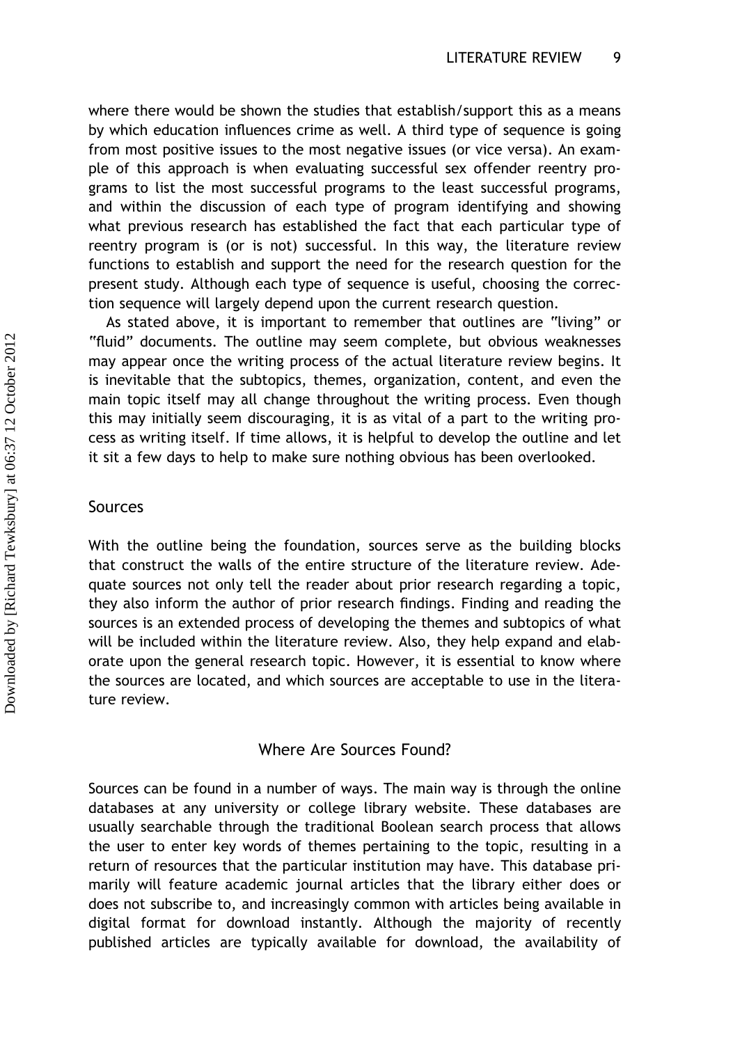where there would be shown the studies that establish/support this as a means by which education influences crime as well. A third type of sequence is going from most positive issues to the most negative issues (or vice versa). An example of this approach is when evaluating successful sex offender reentry programs to list the most successful programs to the least successful programs, and within the discussion of each type of program identifying and showing what previous research has established the fact that each particular type of reentry program is (or is not) successful. In this way, the literature review functions to establish and support the need for the research question for the present study. Although each type of sequence is useful, choosing the correction sequence will largely depend upon the current research question.

As stated above, it is important to remember that outlines are "living" or "fluid" documents. The outline may seem complete, but obvious weaknesses may appear once the writing process of the actual literature review begins. It is inevitable that the subtopics, themes, organization, content, and even the main topic itself may all change throughout the writing process. Even though this may initially seem discouraging, it is as vital of a part to the writing process as writing itself. If time allows, it is helpful to develop the outline and let it sit a few days to help to make sure nothing obvious has been overlooked.

## Sources

With the outline being the foundation, sources serve as the building blocks that construct the walls of the entire structure of the literature review. Adequate sources not only tell the reader about prior research regarding a topic, they also inform the author of prior research findings. Finding and reading the sources is an extended process of developing the themes and subtopics of what will be included within the literature review. Also, they help expand and elaborate upon the general research topic. However, it is essential to know where the sources are located, and which sources are acceptable to use in the literature review.

### Where Are Sources Found?

Sources can be found in a number of ways. The main way is through the online databases at any university or college library website. These databases are usually searchable through the traditional Boolean search process that allows the user to enter key words of themes pertaining to the topic, resulting in a return of resources that the particular institution may have. This database primarily will feature academic journal articles that the library either does or does not subscribe to, and increasingly common with articles being available in digital format for download instantly. Although the majority of recently published articles are typically available for download, the availability of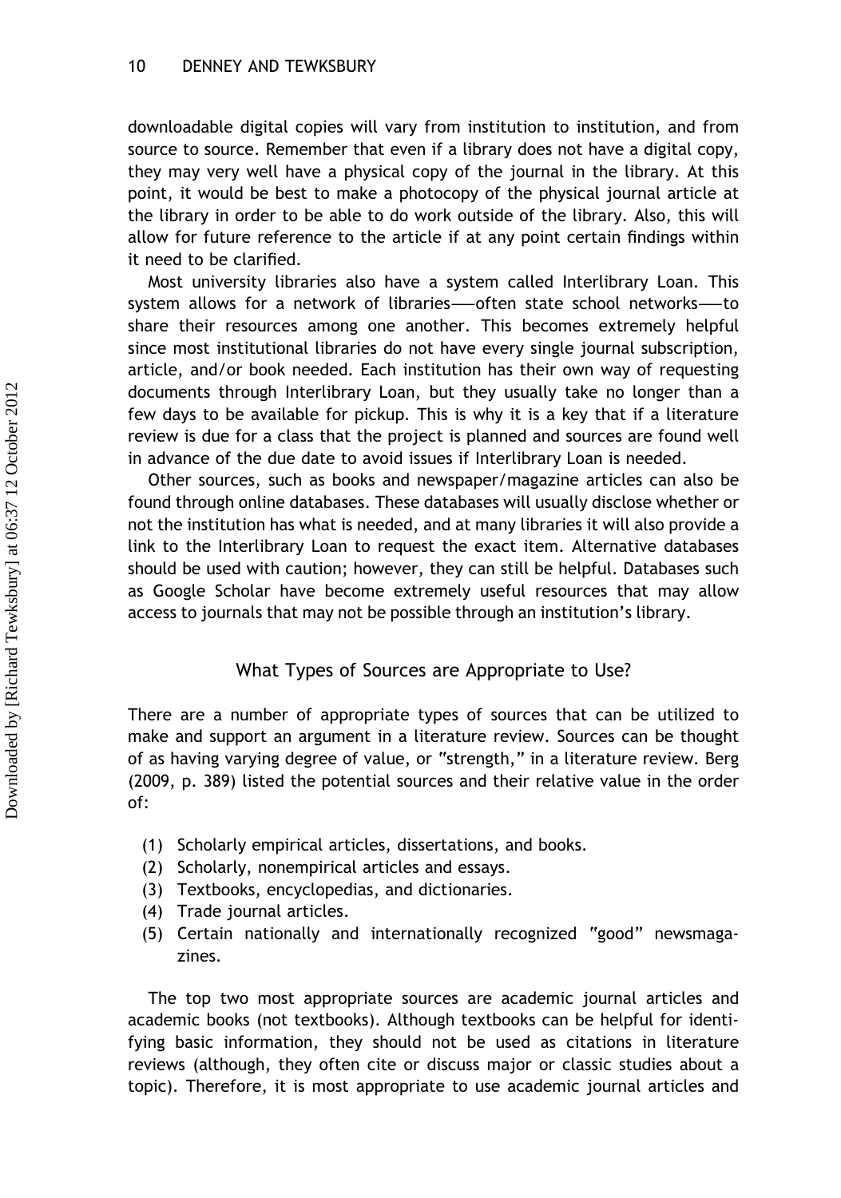downloadable digital copies will vary from institution to institution, and from source to source. Remember that even if a library does not have a digital copy, they may very well have a physical copy of the journal in the library. At this point, it would be best to make a photocopy of the physical journal article at the library in order to be able to do work outside of the library. Also, this will allow for future reference to the article if at any point certain findings within it need to be clarified.

Most university libraries also have a system called Interlibrary Loan. This system allows for a network of libraries——often state school networks——to share their resources among one another. This becomes extremely helpful since most institutional libraries do not have every single journal subscription, article, and/or book needed. Each institution has their own way of requesting documents through Interlibrary Loan, but they usually take no longer than a few days to be available for pickup. This is why it is a key that if a literature review is due for a class that the project is planned and sources are found well in advance of the due date to avoid issues if Interlibrary Loan is needed.

Other sources, such as books and newspaper/magazine articles can also be found through online databases. These databases will usually disclose whether or not the institution has what is needed, and at many libraries it will also provide a link to the Interlibrary Loan to request the exact item. Alternative databases should be used with caution; however, they can still be helpful. Databases such as Google Scholar have become extremely useful resources that may allow access to journals that may not be possible through an institution's library.

## What Types of Sources are Appropriate to Use?

There are a number of appropriate types of sources that can be utilized to make and support an argument in a literature review. Sources can be thought of as having varying degree of value, or "strength," in a literature review. Berg (2009, p. 389) listed the potential sources and their relative value in the order of:

(1) Scholarly empirical articles, dissertations, and books.
(2) Scholarly, nonempirical articles and essays.
(3) Textbooks, encyclopedias, and dictionaries.
(4) Trade journal articles.
(5) Certain nationally and internationally recognized "good" newsmagazines.

The top two most appropriate sources are academic journal articles and academic books (not textbooks). Although textbooks can be helpful for identifying basic information, they should not be used as citations in literature reviews (although, they often cite or discuss major or classic studies about a topic). Therefore, it is most appropriate to use academic journal articles and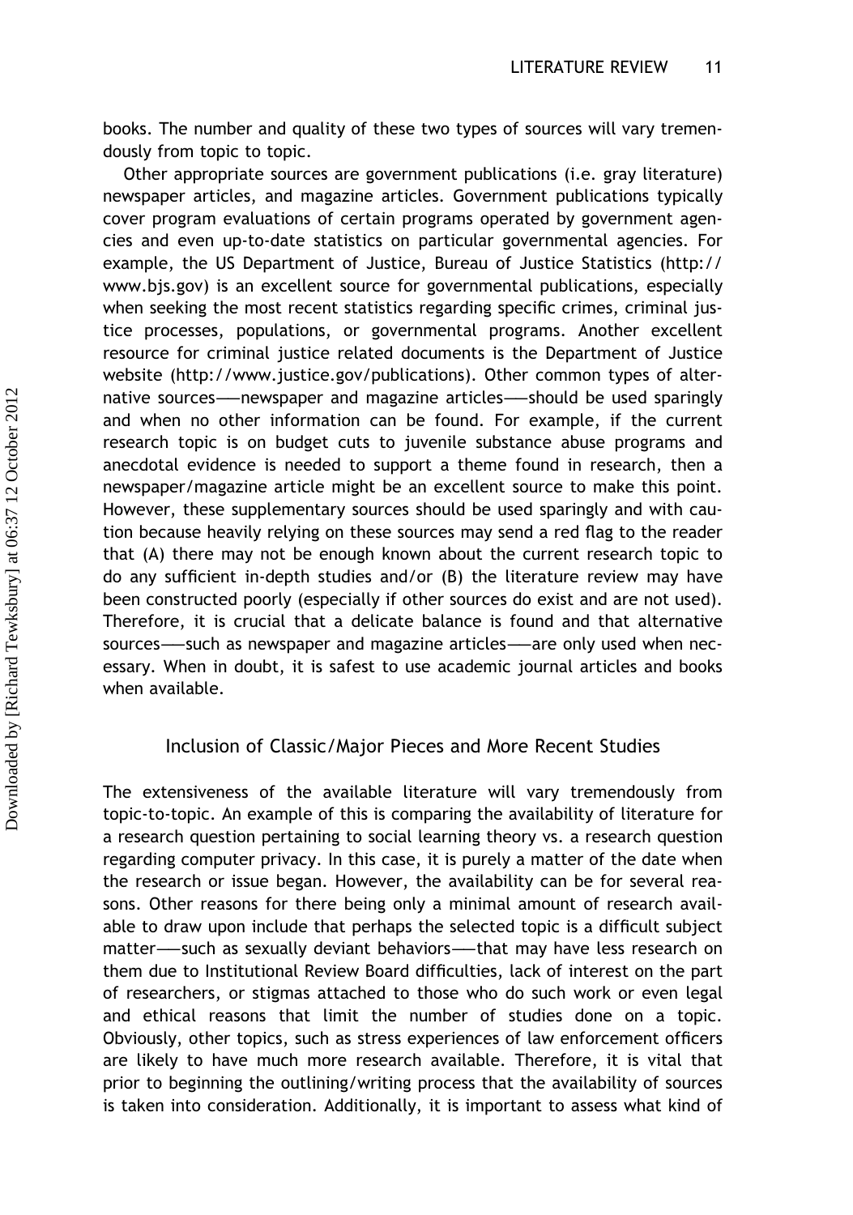books. The number and quality of these two types of sources will vary tremendously from topic to topic.

Other appropriate sources are government publications (i.e. gray literature) newspaper articles, and magazine articles. Government publications typically cover program evaluations of certain programs operated by government agencies and even up-to-date statistics on particular governmental agencies. For example, the US Department of Justice, Bureau of Justice Statistics (http://www.bjs.gov) is an excellent source for governmental publications, especially when seeking the most recent statistics regarding specific crimes, criminal justice processes, populations, or governmental programs. Another excellent resource for criminal justice related documents is the Department of Justice website (http://www.justice.gov/publications). Other common types of alternative sources——newspaper and magazine articles——should be used sparingly and when no other information can be found. For example, if the current research topic is on budget cuts to juvenile substance abuse programs and anecdotal evidence is needed to support a theme found in research, then a newspaper/magazine article might be an excellent source to make this point. However, these supplementary sources should be used sparingly and with caution because heavily relying on these sources may send a red flag to the reader that (A) there may not be enough known about the current research topic to do any sufficient in-depth studies and/or (B) the literature review may have been constructed poorly (especially if other sources do exist and are not used). Therefore, it is crucial that a delicate balance is found and that alternative sources——such as newspaper and magazine articles——are only used when necessary. When in doubt, it is safest to use academic journal articles and books when available.

## Inclusion of Classic/Major Pieces and More Recent Studies

The extensiveness of the available literature will vary tremendously from topic-to-topic. An example of this is comparing the availability of literature for a research question pertaining to social learning theory vs. a research question regarding computer privacy. In this case, it is purely a matter of the date when the research or issue began. However, the availability can be for several reasons. Other reasons for there being only a minimal amount of research available to draw upon include that perhaps the selected topic is a difficult subject matter——such as sexually deviant behaviors——that may have less research on them due to Institutional Review Board difficulties, lack of interest on the part of researchers, or stigmas attached to those who do such work or even legal and ethical reasons that limit the number of studies done on a topic. Obviously, other topics, such as stress experiences of law enforcement officers are likely to have much more research available. Therefore, it is vital that prior to beginning the outlining/writing process that the availability of sources is taken into consideration. Additionally, it is important to assess what kind of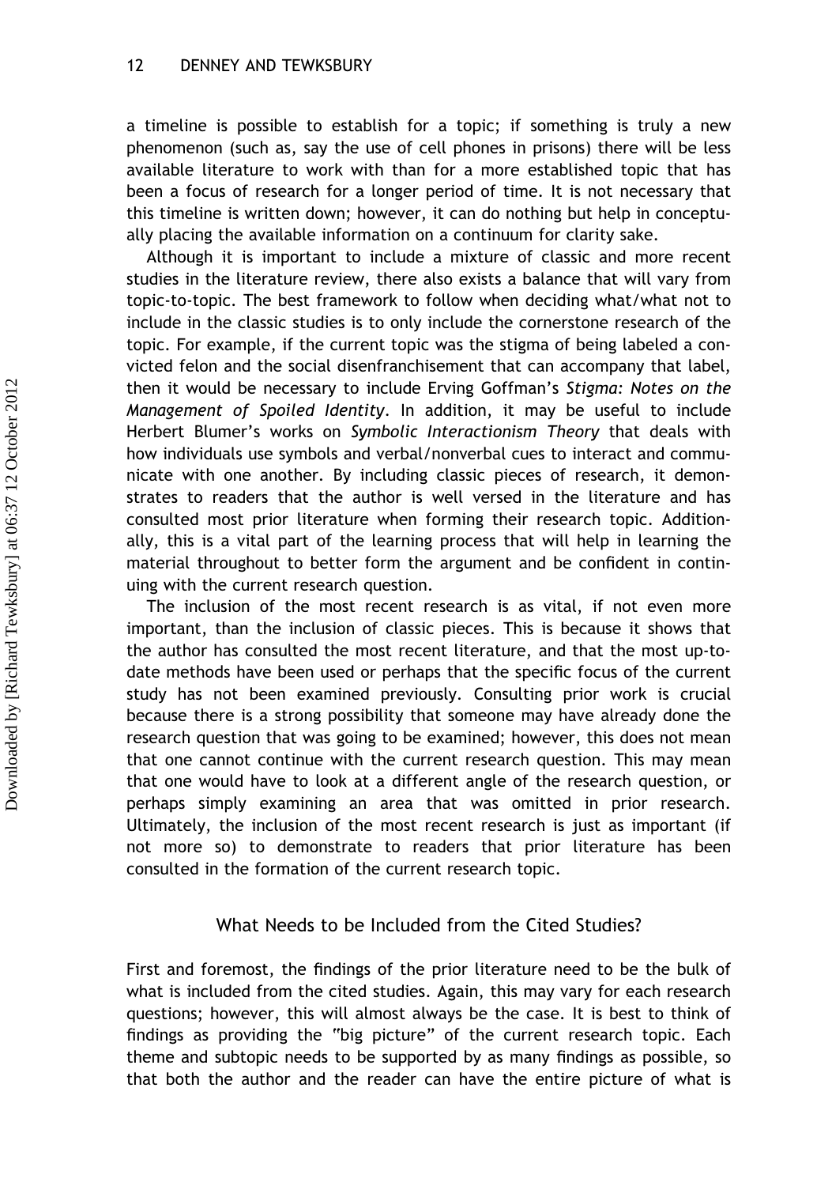a timeline is possible to establish for a topic; if something is truly a new phenomenon (such as, say the use of cell phones in prisons) there will be less available literature to work with than for a more established topic that has been a focus of research for a longer period of time. It is not necessary that this timeline is written down; however, it can do nothing but help in conceptually placing the available information on a continuum for clarity sake.

Although it is important to include a mixture of classic and more recent studies in the literature review, there also exists a balance that will vary from topic-to-topic. The best framework to follow when deciding what/what not to include in the classic studies is to only include the cornerstone research of the topic. For example, if the current topic was the stigma of being labeled a convicted felon and the social disenfranchisement that can accompany that label, then it would be necessary to include Erving Goffman's *Stigma: Notes on the Management of Spoiled Identity*. In addition, it may be useful to include Herbert Blumer's works on *Symbolic Interactionism Theory* that deals with how individuals use symbols and verbal/nonverbal cues to interact and communicate with one another. By including classic pieces of research, it demonstrates to readers that the author is well versed in the literature and has consulted most prior literature when forming their research topic. Additionally, this is a vital part of the learning process that will help in learning the material throughout to better form the argument and be confident in continuing with the current research question.

The inclusion of the most recent research is as vital, if not even more important, than the inclusion of classic pieces. This is because it shows that the author has consulted the most recent literature, and that the most up-to-date methods have been used or perhaps that the specific focus of the current study has not been examined previously. Consulting prior work is crucial because there is a strong possibility that someone may have already done the research question that was going to be examined; however, this does not mean that one cannot continue with the current research question. This may mean that one would have to look at a different angle of the research question, or perhaps simply examining an area that was omitted in prior research. Ultimately, the inclusion of the most recent research is just as important (if not more so) to demonstrate to readers that prior literature has been consulted in the formation of the current research topic.

## What Needs to be Included from the Cited Studies?

First and foremost, the findings of the prior literature need to be the bulk of what is included from the cited studies. Again, this may vary for each research questions; however, this will almost always be the case. It is best to think of findings as providing the "big picture" of the current research topic. Each theme and subtopic needs to be supported by as many findings as possible, so that both the author and the reader can have the entire picture of what is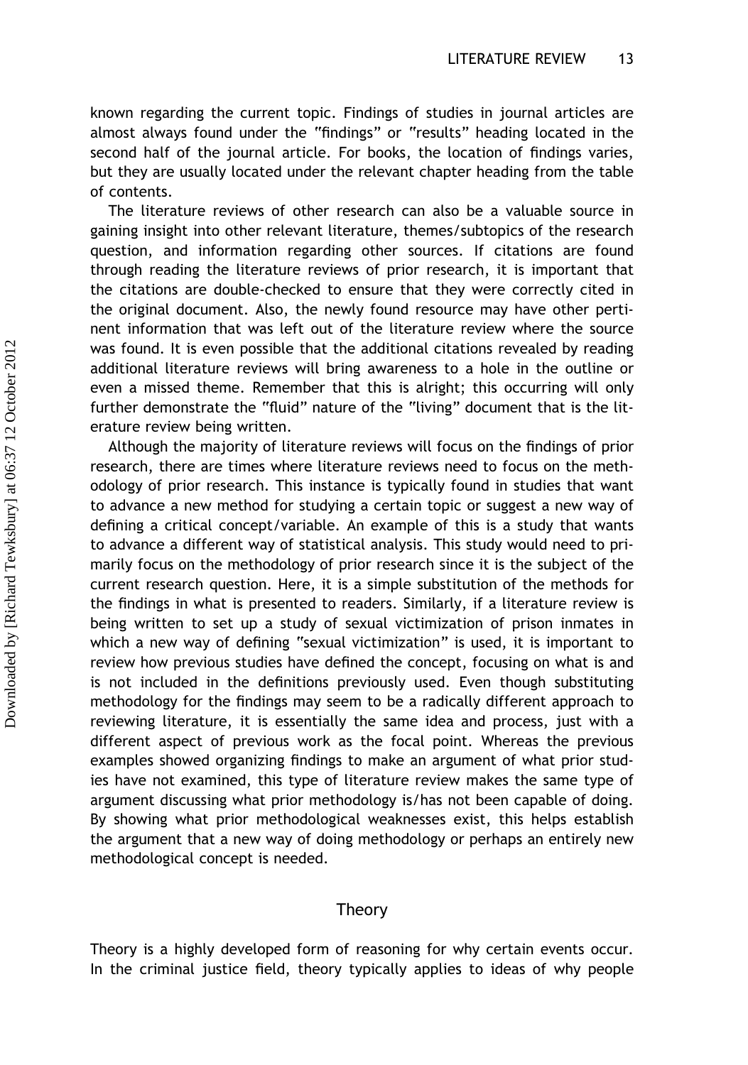known regarding the current topic. Findings of studies in journal articles are almost always found under the "findings" or "results" heading located in the second half of the journal article. For books, the location of findings varies, but they are usually located under the relevant chapter heading from the table of contents.

The literature reviews of other research can also be a valuable source in gaining insight into other relevant literature, themes/subtopics of the research question, and information regarding other sources. If citations are found through reading the literature reviews of prior research, it is important that the citations are double-checked to ensure that they were correctly cited in the original document. Also, the newly found resource may have other pertinent information that was left out of the literature review where the source was found. It is even possible that the additional citations revealed by reading additional literature reviews will bring awareness to a hole in the outline or even a missed theme. Remember that this is alright; this occurring will only further demonstrate the "fluid" nature of the "living" document that is the literature review being written.

Although the majority of literature reviews will focus on the findings of prior research, there are times where literature reviews need to focus on the methodology of prior research. This instance is typically found in studies that want to advance a new method for studying a certain topic or suggest a new way of defining a critical concept/variable. An example of this is a study that wants to advance a different way of statistical analysis. This study would need to primarily focus on the methodology of prior research since it is the subject of the current research question. Here, it is a simple substitution of the methods for the findings in what is presented to readers. Similarly, if a literature review is being written to set up a study of sexual victimization of prison inmates in which a new way of defining "sexual victimization" is used, it is important to review how previous studies have defined the concept, focusing on what is and is not included in the definitions previously used. Even though substituting methodology for the findings may seem to be a radically different approach to reviewing literature, it is essentially the same idea and process, just with a different aspect of previous work as the focal point. Whereas the previous examples showed organizing findings to make an argument of what prior studies have not examined, this type of literature review makes the same type of argument discussing what prior methodology is/has not been capable of doing. By showing what prior methodological weaknesses exist, this helps establish the argument that a new way of doing methodology or perhaps an entirely new methodological concept is needed.

## Theory

Theory is a highly developed form of reasoning for why certain events occur. In the criminal justice field, theory typically applies to ideas of why people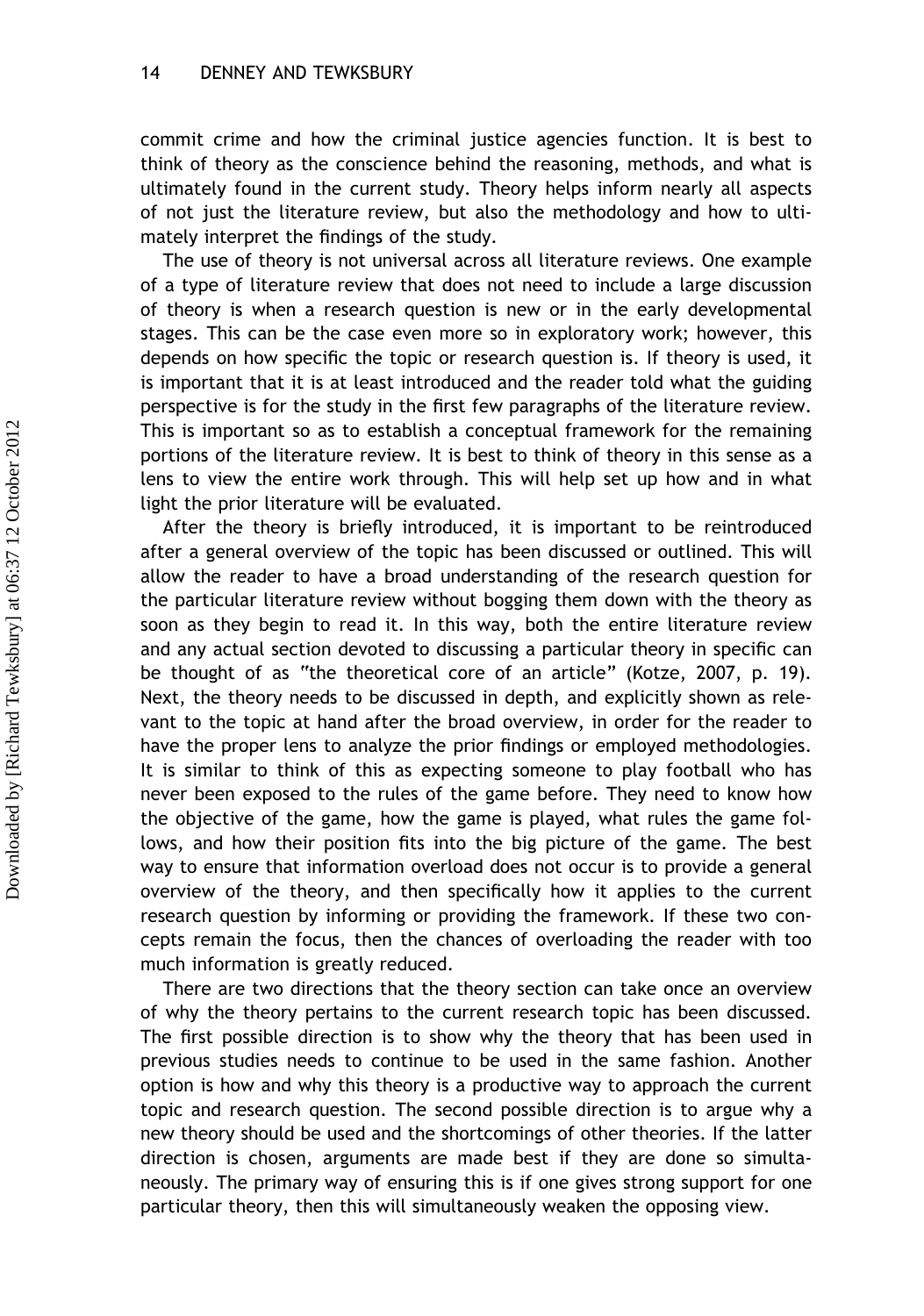commit crime and how the criminal justice agencies function. It is best to think of theory as the conscience behind the reasoning, methods, and what is ultimately found in the current study. Theory helps inform nearly all aspects of not just the literature review, but also the methodology and how to ultimately interpret the findings of the study.

The use of theory is not universal across all literature reviews. One example of a type of literature review that does not need to include a large discussion of theory is when a research question is new or in the early developmental stages. This can be the case even more so in exploratory work; however, this depends on how specific the topic or research question is. If theory is used, it is important that it is at least introduced and the reader told what the guiding perspective is for the study in the first few paragraphs of the literature review. This is important so as to establish a conceptual framework for the remaining portions of the literature review. It is best to think of theory in this sense as a lens to view the entire work through. This will help set up how and in what light the prior literature will be evaluated.

After the theory is briefly introduced, it is important to be reintroduced after a general overview of the topic has been discussed or outlined. This will allow the reader to have a broad understanding of the research question for the particular literature review without bogging them down with the theory as soon as they begin to read it. In this way, both the entire literature review and any actual section devoted to discussing a particular theory in specific can be thought of as "the theoretical core of an article" (Kotze, 2007, p. 19). Next, the theory needs to be discussed in depth, and explicitly shown as relevant to the topic at hand after the broad overview, in order for the reader to have the proper lens to analyze the prior findings or employed methodologies. It is similar to think of this as expecting someone to play football who has never been exposed to the rules of the game before. They need to know how the objective of the game, how the game is played, what rules the game follows, and how their position fits into the big picture of the game. The best way to ensure that information overload does not occur is to provide a general overview of the theory, and then specifically how it applies to the current research question by informing or providing the framework. If these two concepts remain the focus, then the chances of overloading the reader with too much information is greatly reduced.

There are two directions that the theory section can take once an overview of why the theory pertains to the current research topic has been discussed. The first possible direction is to show why the theory that has been used in previous studies needs to continue to be used in the same fashion. Another option is how and why this theory is a productive way to approach the current topic and research question. The second possible direction is to argue why a new theory should be used and the shortcomings of other theories. If the latter direction is chosen, arguments are made best if they are done so simultaneously. The primary way of ensuring this is if one gives strong support for one particular theory, then this will simultaneously weaken the opposing view.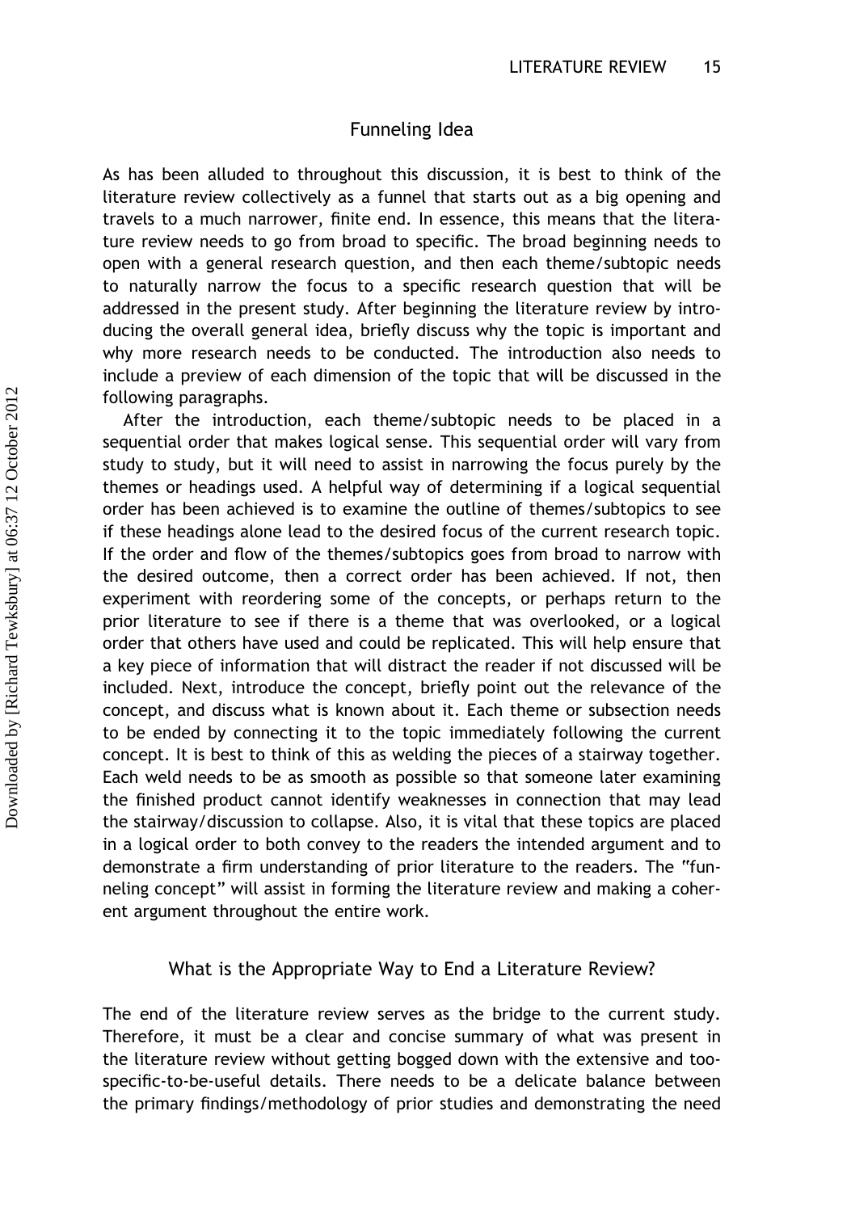## Funneling Idea

As has been alluded to throughout this discussion, it is best to think of the literature review collectively as a funnel that starts out as a big opening and travels to a much narrower, finite end. In essence, this means that the literature review needs to go from broad to specific. The broad beginning needs to open with a general research question, and then each theme/subtopic needs to naturally narrow the focus to a specific research question that will be addressed in the present study. After beginning the literature review by introducing the overall general idea, briefly discuss why the topic is important and why more research needs to be conducted. The introduction also needs to include a preview of each dimension of the topic that will be discussed in the following paragraphs.

After the introduction, each theme/subtopic needs to be placed in a sequential order that makes logical sense. This sequential order will vary from study to study, but it will need to assist in narrowing the focus purely by the themes or headings used. A helpful way of determining if a logical sequential order has been achieved is to examine the outline of themes/subtopics to see if these headings alone lead to the desired focus of the current research topic. If the order and flow of the themes/subtopics goes from broad to narrow with the desired outcome, then a correct order has been achieved. If not, then experiment with reordering some of the concepts, or perhaps return to the prior literature to see if there is a theme that was overlooked, or a logical order that others have used and could be replicated. This will help ensure that a key piece of information that will distract the reader if not discussed will be included. Next, introduce the concept, briefly point out the relevance of the concept, and discuss what is known about it. Each theme or subsection needs to be ended by connecting it to the topic immediately following the current concept. It is best to think of this as welding the pieces of a stairway together. Each weld needs to be as smooth as possible so that someone later examining the finished product cannot identify weaknesses in connection that may lead the stairway/discussion to collapse. Also, it is vital that these topics are placed in a logical order to both convey to the readers the intended argument and to demonstrate a firm understanding of prior literature to the readers. The "funneling concept" will assist in forming the literature review and making a coherent argument throughout the entire work.

## What is the Appropriate Way to End a Literature Review?

The end of the literature review serves as the bridge to the current study. Therefore, it must be a clear and concise summary of what was present in the literature review without getting bogged down with the extensive and too-specific-to-be-useful details. There needs to be a delicate balance between the primary findings/methodology of prior studies and demonstrating the need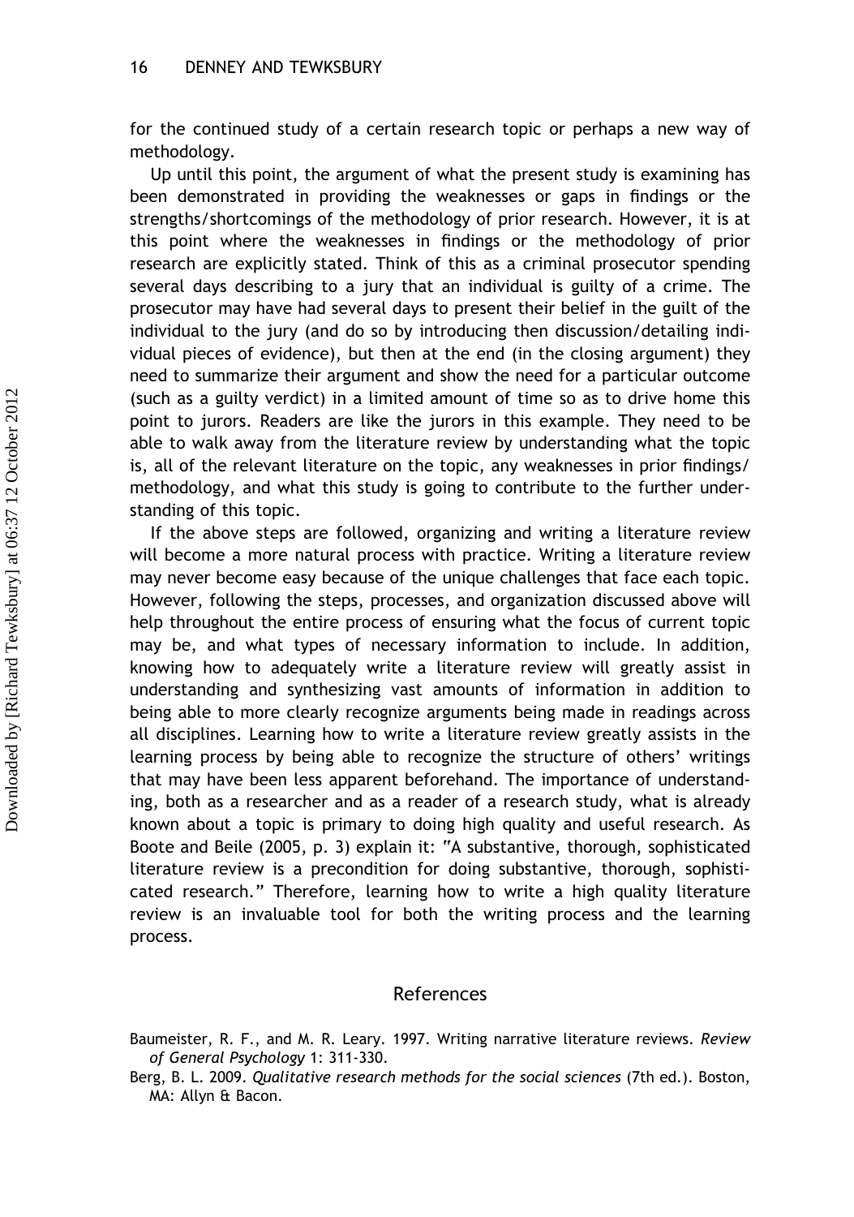for the continued study of a certain research topic or perhaps a new way of methodology.

Up until this point, the argument of what the present study is examining has been demonstrated in providing the weaknesses or gaps in findings or the strengths/shortcomings of the methodology of prior research. However, it is at this point where the weaknesses in findings or the methodology of prior research are explicitly stated. Think of this as a criminal prosecutor spending several days describing to a jury that an individual is guilty of a crime. The prosecutor may have had several days to present their belief in the guilt of the individual to the jury (and do so by introducing then discussion/detailing individual pieces of evidence), but then at the end (in the closing argument) they need to summarize their argument and show the need for a particular outcome (such as a guilty verdict) in a limited amount of time so as to drive home this point to jurors. Readers are like the jurors in this example. They need to be able to walk away from the literature review by understanding what the topic is, all of the relevant literature on the topic, any weaknesses in prior findings/methodology, and what this study is going to contribute to the further understanding of this topic.

If the above steps are followed, organizing and writing a literature review will become a more natural process with practice. Writing a literature review may never become easy because of the unique challenges that face each topic. However, following the steps, processes, and organization discussed above will help throughout the entire process of ensuring what the focus of current topic may be, and what types of necessary information to include. In addition, knowing how to adequately write a literature review will greatly assist in understanding and synthesizing vast amounts of information in addition to being able to more clearly recognize arguments being made in readings across all disciplines. Learning how to write a literature review greatly assists in the learning process by being able to recognize the structure of others' writings that may have been less apparent beforehand. The importance of understanding, both as a researcher and as a reader of a research study, what is already known about a topic is primary to doing high quality and useful research. As Boote and Beile (2005, p. 3) explain it: "A substantive, thorough, sophisticated literature review is a precondition for doing substantive, thorough, sophisticated research." Therefore, learning how to write a high quality literature review is an invaluable tool for both the writing process and the learning process.

## References

Baumeister, R. F., and M. R. Leary. 1997. Writing narrative literature reviews. *Review of General Psychology* 1: 311-330.

Berg, B. L. 2009. *Qualitative research methods for the social sciences* (7th ed.). Boston, MA: Allyn & Bacon.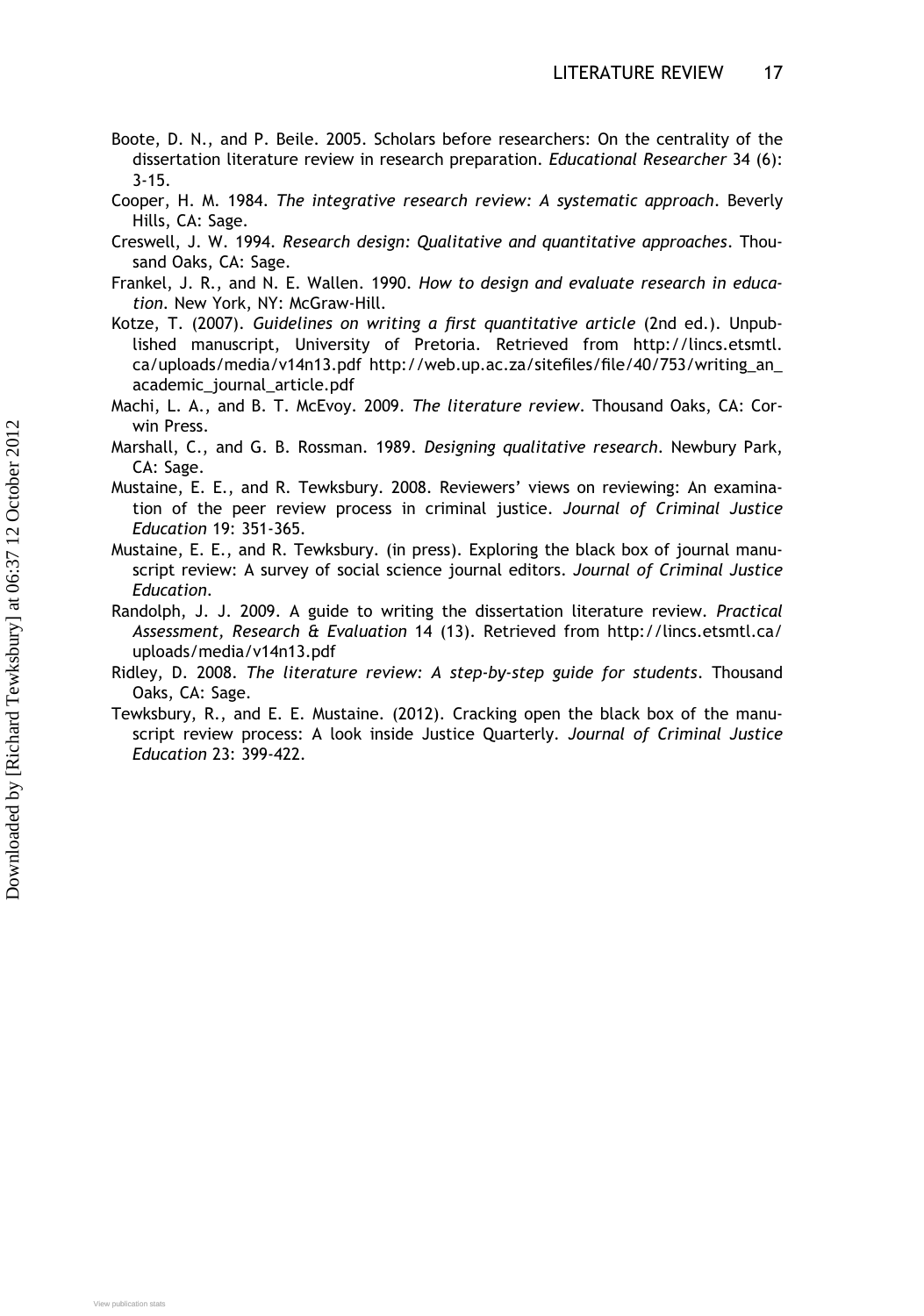Boote, D. N., and P. Beile. 2005. Scholars before researchers: On the centrality of the dissertation literature review in research preparation. *Educational Researcher* 34 (6): 3-15.

Cooper, H. M. 1984. *The integrative research review: A systematic approach*. Beverly Hills, CA: Sage.

Creswell, J. W. 1994. *Research design: Qualitative and quantitative approaches*. Thousand Oaks, CA: Sage.

Frankel, J. R., and N. E. Wallen. 1990. *How to design and evaluate research in education*. New York, NY: McGraw-Hill.

Kotze, T. (2007). *Guidelines on writing a first quantitative article* (2nd ed.). Unpublished manuscript, University of Pretoria. Retrieved from http://lincs.etsmtl.ca/uploads/media/v14n13.pdf http://web.up.ac.za/sitefiles/file/40/753/writing_an_academic_journal_article.pdf

Machi, L. A., and B. T. McEvoy. 2009. *The literature review*. Thousand Oaks, CA: Corwin Press.

Marshall, C., and G. B. Rossman. 1989. *Designing qualitative research*. Newbury Park, CA: Sage.

Mustaine, E. E., and R. Tewksbury. 2008. Reviewers' views on reviewing: An examination of the peer review process in criminal justice. *Journal of Criminal Justice Education* 19: 351-365.

Mustaine, E. E., and R. Tewksbury. (in press). Exploring the black box of journal manuscript review: A survey of social science journal editors. *Journal of Criminal Justice Education*.

Randolph, J. J. 2009. A guide to writing the dissertation literature review. *Practical Assessment, Research & Evaluation* 14 (13). Retrieved from http://lincs.etsmtl.ca/uploads/media/v14n13.pdf

Ridley, D. 2008. *The literature review: A step-by-step guide for students*. Thousand Oaks, CA: Sage.

Tewksbury, R., and E. E. Mustaine. (2012). Cracking open the black box of the manuscript review process: A look inside Justice Quarterly. *Journal of Criminal Justice Education* 23: 399-422.